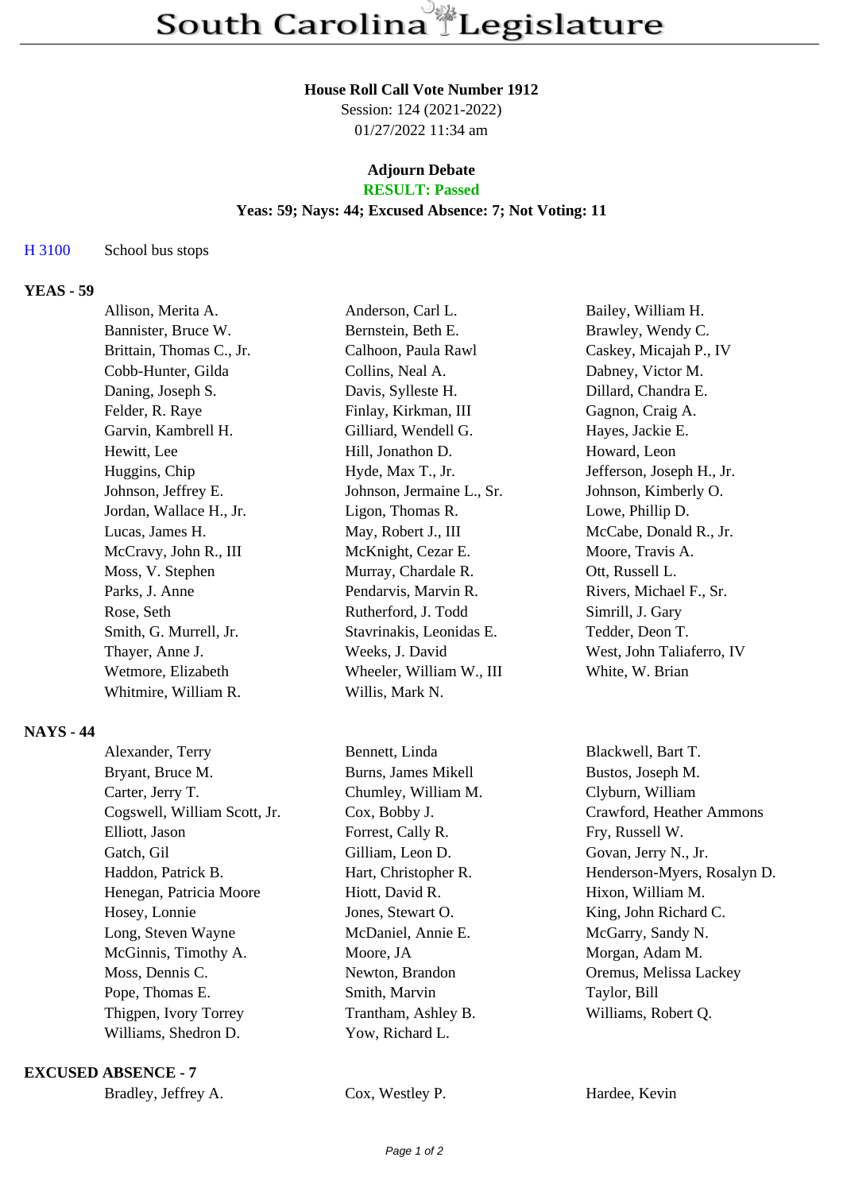# South Carolina Legislature

**House Roll Call Vote Number 1912**
Session: 124 (2021-2022)
01/27/2022 11:34 am

**Adjourn Debate**
**RESULT: Passed**
**Yeas: 59; Nays: 44; Excused Absence: 7; Not Voting: 11**

H 3100 School bus stops

## YEAS - 59

| | | |
|---|---|---|
| Allison, Merita A. | Anderson, Carl L. | Bailey, William H. |
| Bannister, Bruce W. | Bernstein, Beth E. | Brawley, Wendy C. |
| Brittain, Thomas C., Jr. | Calhoon, Paula Rawl | Caskey, Micajah P., IV |
| Cobb-Hunter, Gilda | Collins, Neal A. | Dabney, Victor M. |
| Daning, Joseph S. | Davis, Sylleste H. | Dillard, Chandra E. |
| Felder, R. Raye | Finlay, Kirkman, III | Gagnon, Craig A. |
| Garvin, Kambrell H. | Gilliard, Wendell G. | Hayes, Jackie E. |
| Hewitt, Lee | Hill, Jonathon D. | Howard, Leon |
| Huggins, Chip | Hyde, Max T., Jr. | Jefferson, Joseph H., Jr. |
| Johnson, Jeffrey E. | Johnson, Jermaine L., Sr. | Johnson, Kimberly O. |
| Jordan, Wallace H., Jr. | Ligon, Thomas R. | Lowe, Phillip D. |
| Lucas, James H. | May, Robert J., III | McCabe, Donald R., Jr. |
| McCravy, John R., III | McKnight, Cezar E. | Moore, Travis A. |
| Moss, V. Stephen | Murray, Chardale R. | Ott, Russell L. |
| Parks, J. Anne | Pendarvis, Marvin R. | Rivers, Michael F., Sr. |
| Rose, Seth | Rutherford, J. Todd | Simrill, J. Gary |
| Smith, G. Murrell, Jr. | Stavrinakis, Leonidas E. | Tedder, Deon T. |
| Thayer, Anne J. | Weeks, J. David | West, John Taliaferro, IV |
| Wetmore, Elizabeth | Wheeler, William W., III | White, W. Brian |
| Whitmire, William R. | Willis, Mark N. | |

## NAYS - 44

| | | |
|---|---|---|
| Alexander, Terry | Bennett, Linda | Blackwell, Bart T. |
| Bryant, Bruce M. | Burns, James Mikell | Bustos, Joseph M. |
| Carter, Jerry T. | Chumley, William M. | Clyburn, William |
| Cogswell, William Scott, Jr. | Cox, Bobby J. | Crawford, Heather Ammons |
| Elliott, Jason | Forrest, Cally R. | Fry, Russell W. |
| Gatch, Gil | Gilliam, Leon D. | Govan, Jerry N., Jr. |
| Haddon, Patrick B. | Hart, Christopher R. | Henderson-Myers, Rosalyn D. |
| Henegan, Patricia Moore | Hiott, David R. | Hixon, William M. |
| Hosey, Lonnie | Jones, Stewart O. | King, John Richard C. |
| Long, Steven Wayne | McDaniel, Annie E. | McGarry, Sandy N. |
| McGinnis, Timothy A. | Moore, JA | Morgan, Adam M. |
| Moss, Dennis C. | Newton, Brandon | Oremus, Melissa Lackey |
| Pope, Thomas E. | Smith, Marvin | Taylor, Bill |
| Thigpen, Ivory Torrey | Trantham, Ashley B. | Williams, Robert Q. |
| Williams, Shedron D. | Yow, Richard L. | |

## EXCUSED ABSENCE - 7

| | | |
|---|---|---|
| Bradley, Jeffrey A. | Cox, Westley P. | Hardee, Kevin |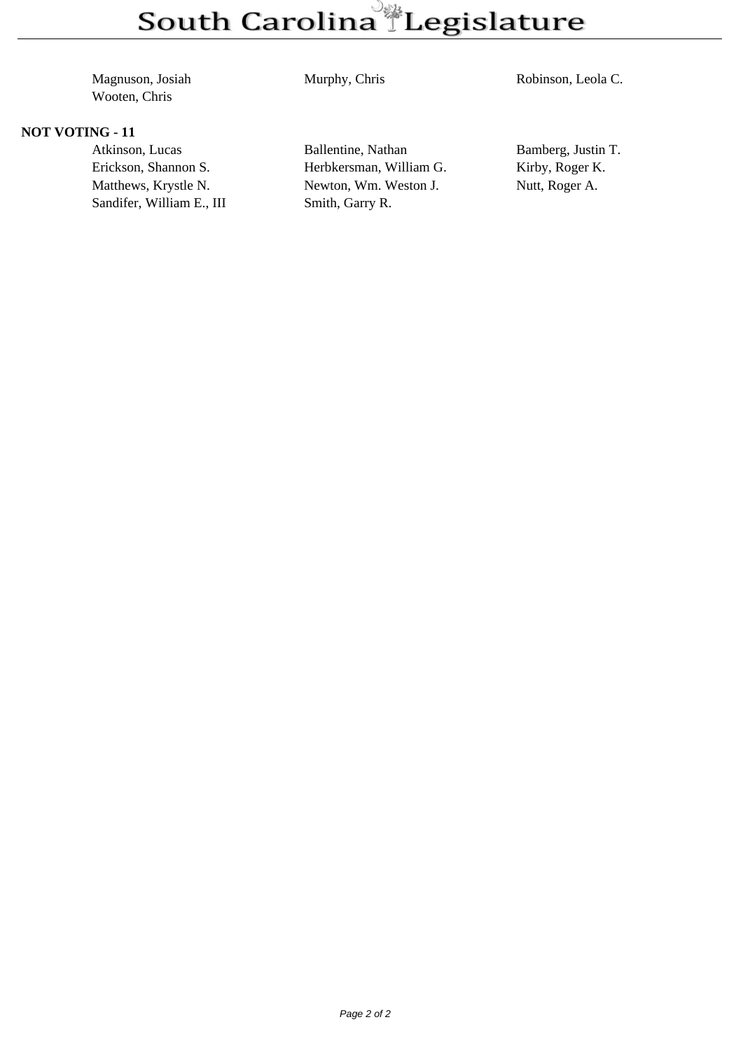Magnuson, Josiah
Murphy, Chris
Robinson, Leola C.
Wooten, Chris

**NOT VOTING - 11**

Atkinson, Lucas
Ballentine, Nathan
Bamberg, Justin T.
Erickson, Shannon S.
Herbkersman, William G.
Kirby, Roger K.
Matthews, Krystle N.
Newton, Wm. Weston J.
Nutt, Roger A.
Sandifer, William E., III
Smith, Garry R.